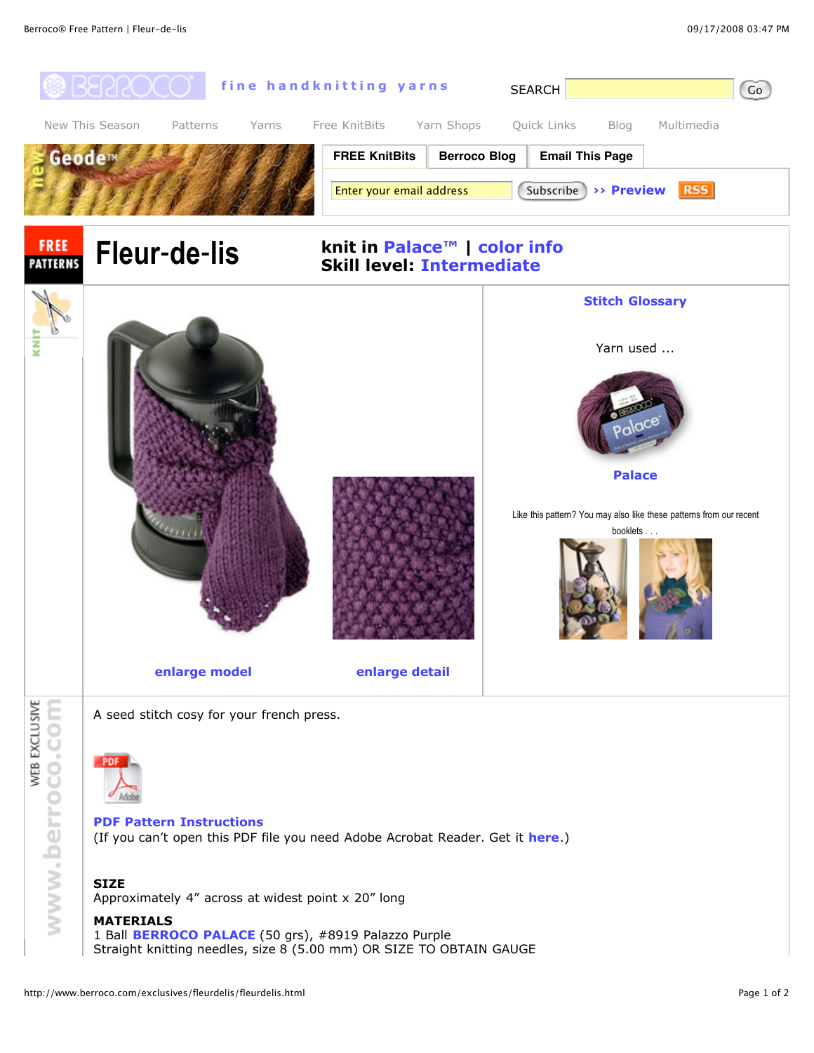fine handknitting yarns

SEARCH Go

New This Season | Patterns | Yarns | Free KnitBits | Yarn Shops | Quick Links | Blog | Multimedia

FREE KnitBits | Berroco Blog | Email This Page

Enter your email address Subscribe >> Preview RSS

FREE PATTERNS

# Fleur-de-lis

**knit in Palace™ | color info**
**Skill level: Intermediate**

enlarge model | enlarge detail

**Stitch Glossary**

Yarn used ...

**Palace**

Like this pattern? You may also like these patterns from our recent booklets . . .

WEB EXCLUSIVE www.berroco.com

A seed stitch cosy for your french press.

**PDF Pattern Instructions**
(If you can't open this PDF file you need Adobe Acrobat Reader. Get it **here**.)

**SIZE**
Approximately 4" across at widest point x 20" long

**MATERIALS**
1 Ball **BERROCO PALACE** (50 grs), #8919 Palazzo Purple
Straight knitting needles, size 8 (5.00 mm) OR SIZE TO OBTAIN GAUGE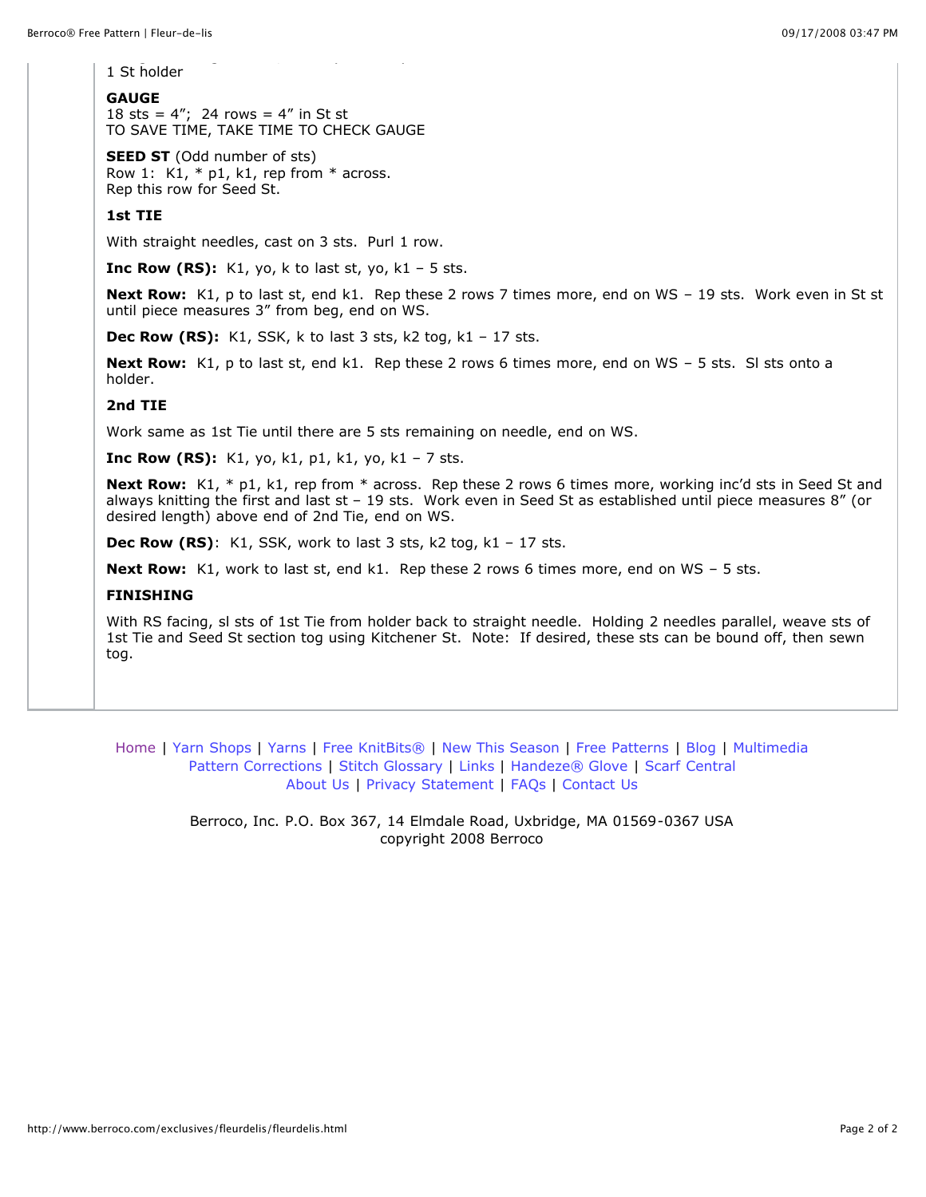1 St holder

**GAUGE**
18 sts = 4"; 24 rows = 4" in St st
TO SAVE TIME, TAKE TIME TO CHECK GAUGE

**SEED ST** (Odd number of sts)
Row 1: K1, * p1, k1, rep from * across.
Rep this row for Seed St.

**1st TIE**

With straight needles, cast on 3 sts. Purl 1 row.

**Inc Row (RS):** K1, yo, k to last st, yo, k1 – 5 sts.

**Next Row:** K1, p to last st, end k1. Rep these 2 rows 7 times more, end on WS – 19 sts. Work even in St st until piece measures 3" from beg, end on WS.

**Dec Row (RS):** K1, SSK, k to last 3 sts, k2 tog, k1 – 17 sts.

**Next Row:** K1, p to last st, end k1. Rep these 2 rows 6 times more, end on WS – 5 sts. Sl sts onto a holder.

**2nd TIE**

Work same as 1st Tie until there are 5 sts remaining on needle, end on WS.

**Inc Row (RS):** K1, yo, k1, p1, k1, yo, k1 – 7 sts.

**Next Row:** K1, * p1, k1, rep from * across. Rep these 2 rows 6 times more, working inc'd sts in Seed St and always knitting the first and last st – 19 sts. Work even in Seed St as established until piece measures 8" (or desired length) above end of 2nd Tie, end on WS.

**Dec Row (RS)**: K1, SSK, work to last 3 sts, k2 tog, k1 – 17 sts.

**Next Row:** K1, work to last st, end k1. Rep these 2 rows 6 times more, end on WS – 5 sts.

**FINISHING**

With RS facing, sl sts of 1st Tie from holder back to straight needle. Holding 2 needles parallel, weave sts of 1st Tie and Seed St section tog using Kitchener St. Note: If desired, these sts can be bound off, then sewn tog.

Home | Yarn Shops | Yarns | Free KnitBits® | New This Season | Free Patterns | Blog | Multimedia
Pattern Corrections | Stitch Glossary | Links | Handeze® Glove | Scarf Central
About Us | Privacy Statement | FAQs | Contact Us

Berroco, Inc. P.O. Box 367, 14 Elmdale Road, Uxbridge, MA 01569-0367 USA
copyright 2008 Berroco